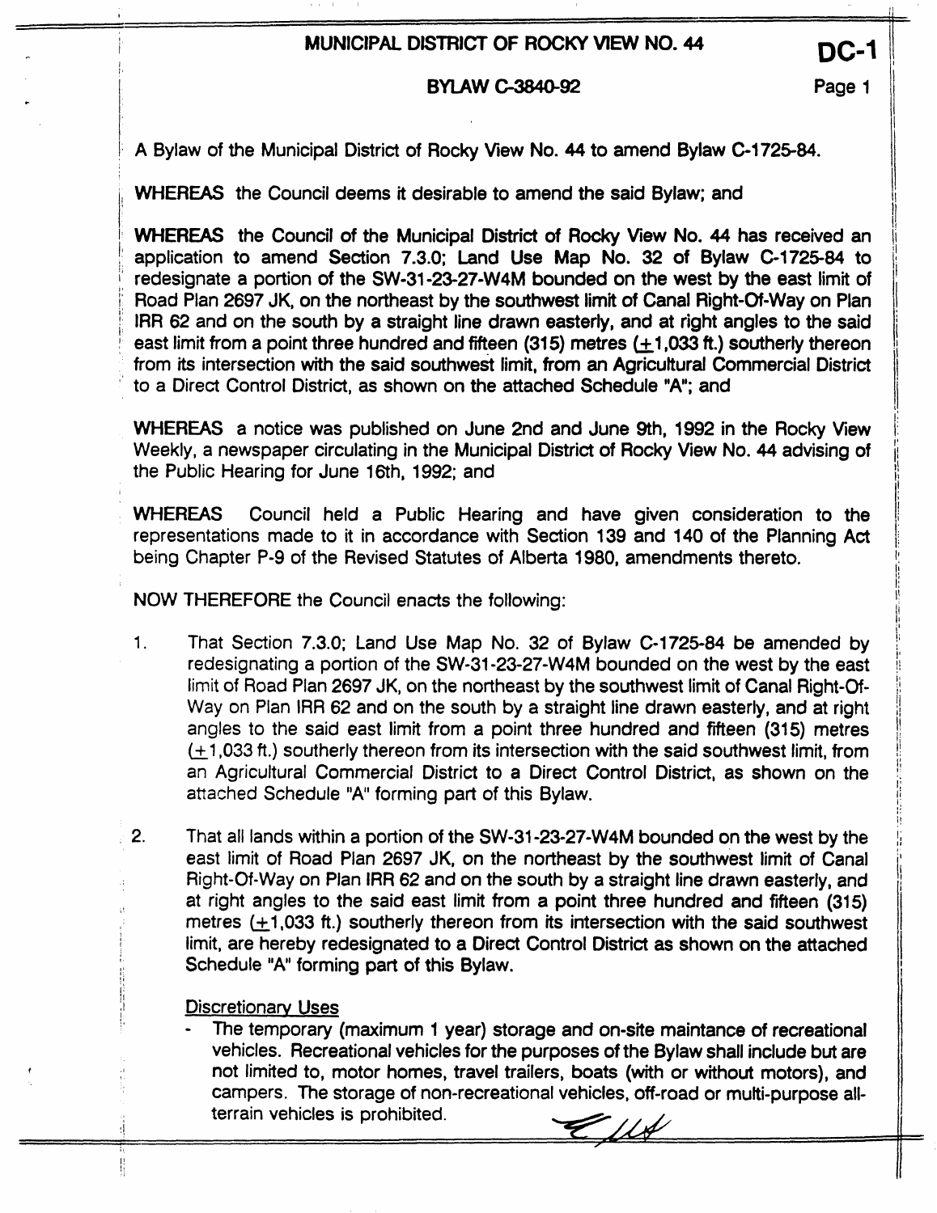# MUNICIPAL DISTRICT OF ROCKY VIEW NO. 44

**DC-1**

## BYLAW C-3840-92

A Bylaw of the Municipal District of Rocky View No. 44 to amend Bylaw C-1725-84.

**WHEREAS** the Council deems it desirable to amend the said Bylaw; and

**WHEREAS** the Council of the Municipal District of Rocky View No. 44 has received an application to amend Section 7.3.0; Land Use Map No. 32 of Bylaw C-1725-84 to redesignate a portion of the SW-31-23-27-W4M bounded on the west by the east limit of Road Plan 2697 JK, on the northeast by the southwest limit of Canal Right-Of-Way on Plan IRR 62 and on the south by a straight line drawn easterly, and at right angles to the said east limit from a point three hundred and fifteen (315) metres (±1,033 ft.) southerly thereon from its intersection with the said southwest limit, from an Agricultural Commercial District to a Direct Control District, as shown on the attached Schedule "A"; and

**WHEREAS** a notice was published on June 2nd and June 9th, 1992 in the Rocky View Weekly, a newspaper circulating in the Municipal District of Rocky View No. 44 advising of the Public Hearing for June 16th, 1992; and

**WHEREAS** Council held a Public Hearing and have given consideration to the representations made to it in accordance with Section 139 and 140 of the Planning Act being Chapter P-9 of the Revised Statutes of Alberta 1980, amendments thereto.

**NOW THEREFORE** the Council enacts the following:

1. That Section 7.3.0; Land Use Map No. 32 of Bylaw C-1725-84 be amended by redesignating a portion of the SW-31-23-27-W4M bounded on the west by the east limit of Road Plan 2697 JK, on the northeast by the southwest limit of Canal Right-Of-Way on Plan IRR 62 and on the south by a straight line drawn easterly, and at right angles to the said east limit from a point three hundred and fifteen (315) metres (±1,033 ft.) southerly thereon from its intersection with the said southwest limit, from an Agricultural Commercial District to a Direct Control District, as shown on the attached Schedule "A" forming part of this Bylaw.

2. That all lands within a portion of the SW-31-23-27-W4M bounded on the west by the east limit of Road Plan 2697 JK, on the northeast by the southwest limit of Canal Right-Of-Way on Plan IRR 62 and on the south by a straight line drawn easterly, and at right angles to the said east limit from a point three hundred and fifteen (315) metres (±1,033 ft.) southerly thereon from its intersection with the said southwest limit, are hereby redesignated to a Direct Control District as shown on the attached Schedule "A" forming part of this Bylaw.

   Discretionary Uses

   - The temporary (maximum 1 year) storage and on-site maintance of recreational vehicles. Recreational vehicles for the purposes of the Bylaw shall include but are not limited to, motor homes, travel trailers, boats (with or without motors), and campers. The storage of non-recreational vehicles, off-road or multi-purpose all-terrain vehicles is prohibited.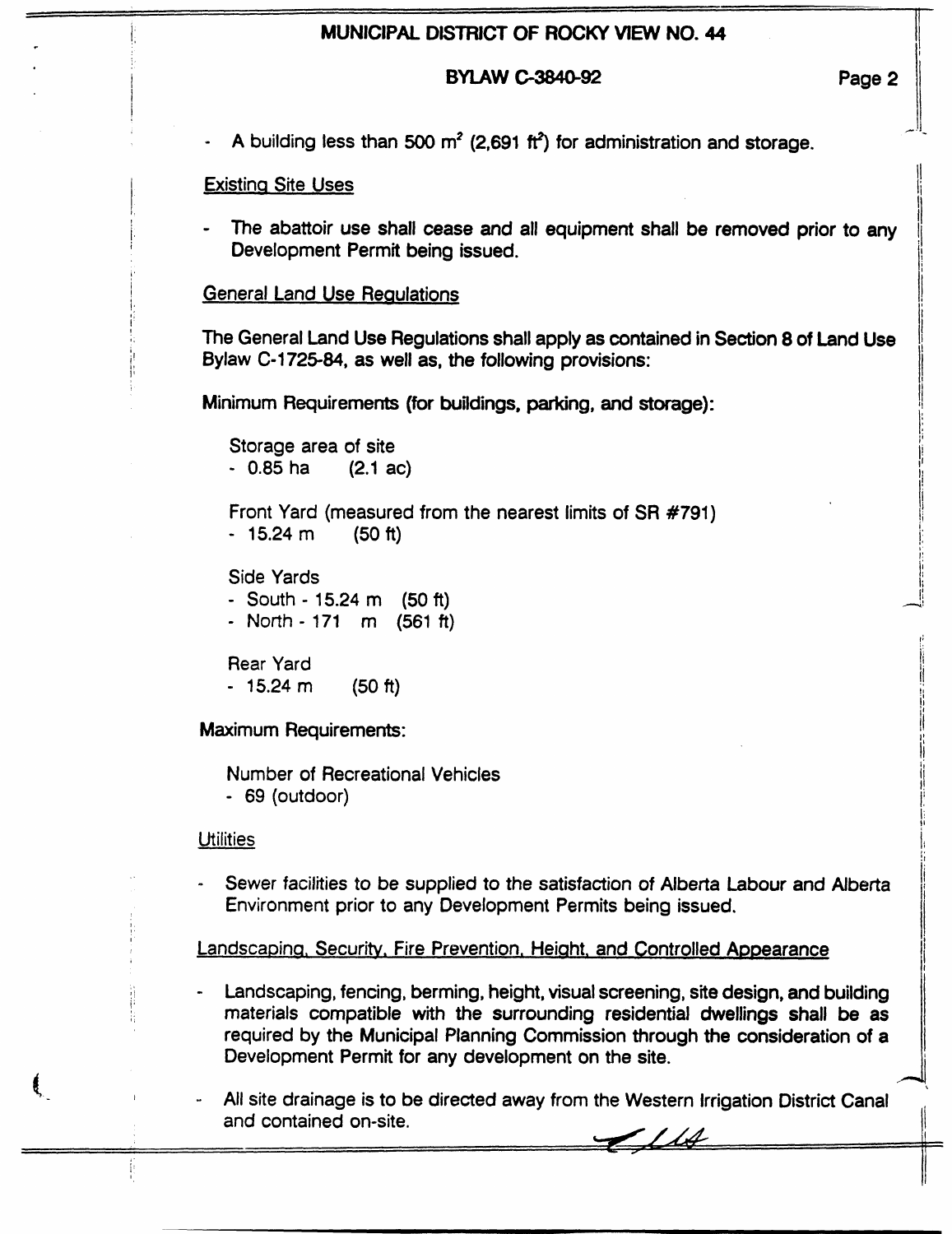- A building less than 500 $m^2$ (2,691 $ft^2$) for administration and storage.

Existing Site Uses

- The abattoir use shall cease and all equipment shall be removed prior to any Development Permit being issued.

General Land Use Regulations

The General Land Use Regulations shall apply as contained in Section 8 of Land Use Bylaw C-1725-84, as well as, the following provisions:

Minimum Requirements (for buildings, parking, and storage):

Storage area of site
- 0.85 ha (2.1 ac)

Front Yard (measured from the nearest limits of SR #791)
- 15.24 m (50 ft)

Side Yards
- South - 15.24 m (50 ft)
- North - 171 m (561 ft)

Rear Yard
- 15.24 m (50 ft)

Maximum Requirements:

Number of Recreational Vehicles
- 69 (outdoor)

Utilities

- Sewer facilities to be supplied to the satisfaction of Alberta Labour and Alberta Environment prior to any Development Permits being issued.

Landscaping, Security, Fire Prevention, Height, and Controlled Appearance

- Landscaping, fencing, berming, height, visual screening, site design, and building materials compatible with the surrounding residential dwellings shall be as required by the Municipal Planning Commission through the consideration of a Development Permit for any development on the site.

- All site drainage is to be directed away from the Western Irrigation District Canal and contained on-site.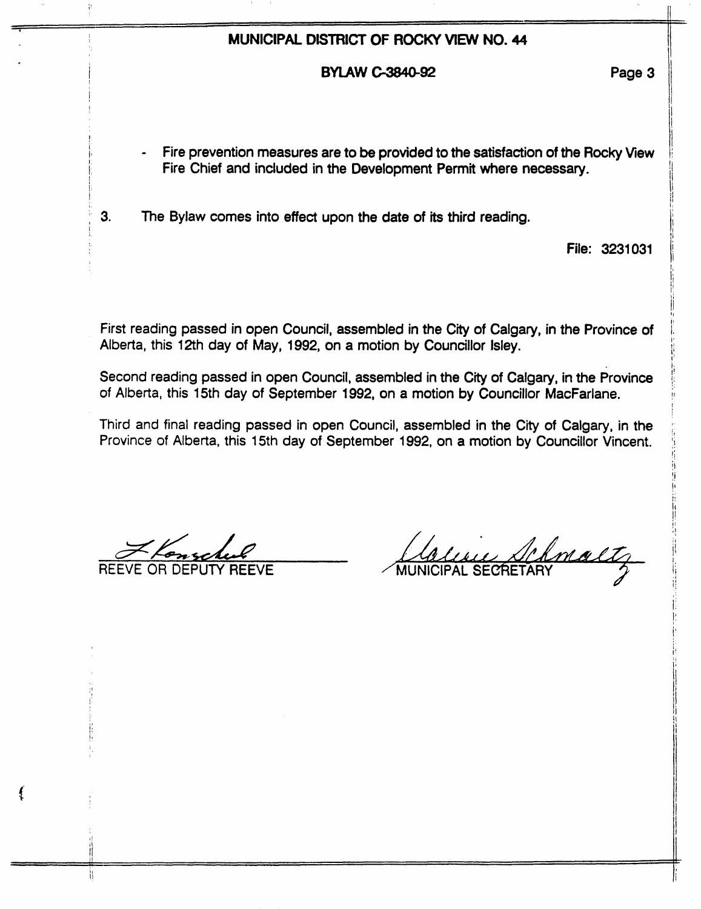- Fire prevention measures are to be provided to the satisfaction of the Rocky View Fire Chief and included in the Development Permit where necessary.

3. The Bylaw comes into effect upon the date of its third reading.

File: 3231031

First reading passed in open Council, assembled in the City of Calgary, in the Province of Alberta, this 12th day of May, 1992, on a motion by Councillor Isley.

Second reading passed in open Council, assembled in the City of Calgary, in the Province of Alberta, this 15th day of September 1992, on a motion by Councillor MacFarlane.

Third and final reading passed in open Council, assembled in the City of Calgary, in the Province of Alberta, this 15th day of September 1992, on a motion by Councillor Vincent.

REEVE OR DEPUTY REEVE

MUNICIPAL SECRETARY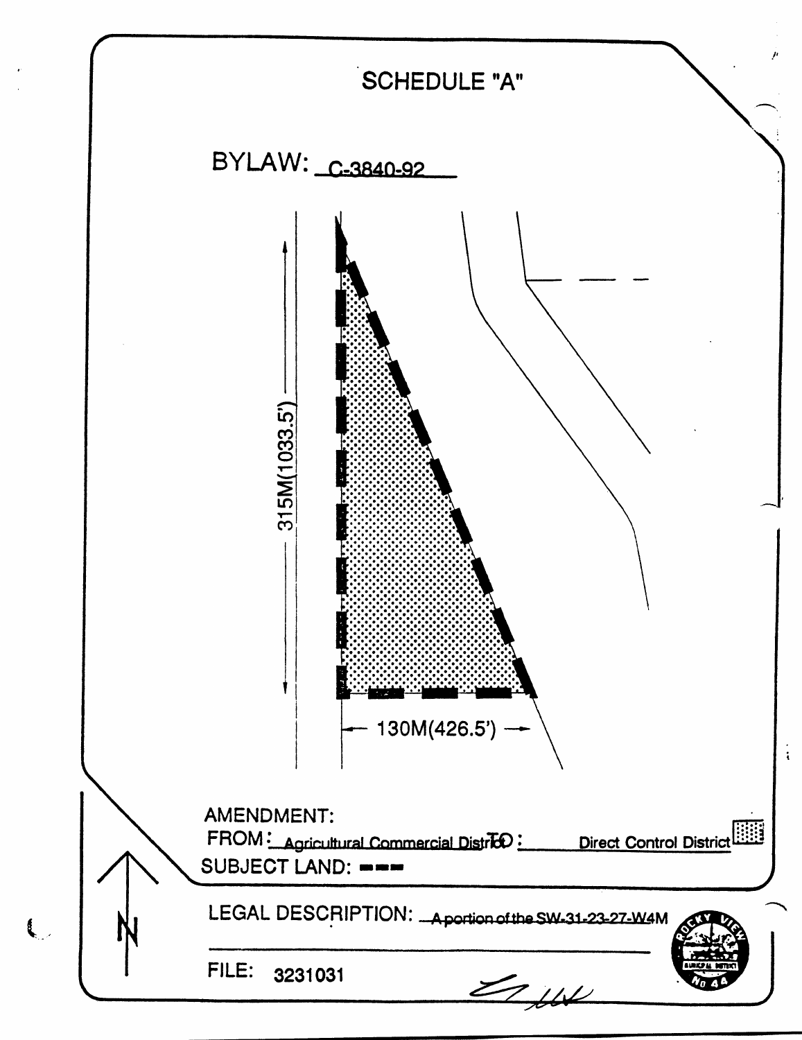# SCHEDULE "A"

BYLAW: C-3840-92

315M(1033.5')

130M(426.5')

AMENDMENT:

FROM: Agricultural Commercial District TO: Direct Control District

SUBJECT LAND: ▬ ▬ ▬

LEGAL DESCRIPTION: A portion of the SW-31-23-27-W4M

FILE: 3231031

ROCKY VIEW MUNICIPAL DISTRICT No 44